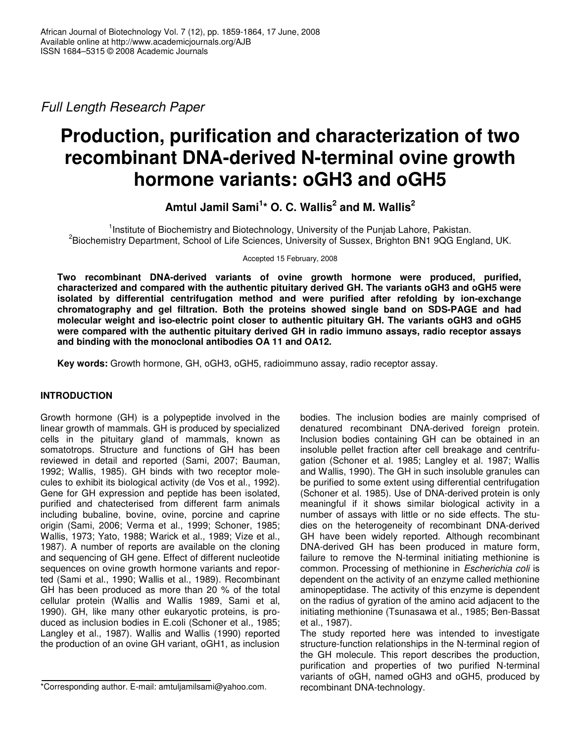*Full Length Research Paper*

# Production, purification and characterization of two recombinant DNA-derived N-terminal ovine growth hormone variants: oGH3 and oGH5

**Amtul Jamil Sami[1]* O. C. Wallis[2] and M. Wallis[2]**

[1]Institute of Biochemistry and Biotechnology, University of the Punjab Lahore, Pakistan.
[2]Biochemistry Department, School of Life Sciences, University of Sussex, Brighton BN1 9QG England, UK.

Accepted 15 February, 2008

**Two recombinant DNA-derived variants of ovine growth hormone were produced, purified, characterized and compared with the authentic pituitary derived GH. The variants oGH3 and oGH5 were isolated by differential centrifugation method and were purified after refolding by ion-exchange chromatography and gel filtration. Both the proteins showed single band on SDS-PAGE and had molecular weight and iso-electric point closer to authentic pituitary GH. The variants oGH3 and oGH5 were compared with the authentic pituitary derived GH in radio immuno assays, radio receptor assays and binding with the monoclonal antibodies OA 11 and OA12.**

**Key words:** Growth hormone, GH, oGH3, oGH5, radioimmuno assay, radio receptor assay.

## INTRODUCTION

Growth hormone (GH) is a polypeptide involved in the linear growth of mammals. GH is produced by specialized cells in the pituitary gland of mammals, known as somatotrops. Structure and functions of GH has been reviewed in detail and reported (Sami, 2007; Bauman, 1992; Wallis, 1985). GH binds with two receptor molecules to exhibit its biological activity (de Vos et al., 1992). Gene for GH expression and peptide has been isolated, purified and chatecterised from different farm animals including bubaline, bovine, ovine, porcine and caprine origin (Sami, 2006; Verma et al., 1999; Schoner, 1985; Wallis, 1973; Yato, 1988; Warick et al., 1989; Vize et al., 1987). A number of reports are available on the cloning and sequencing of GH gene. Effect of different nucleotide sequences on ovine growth hormone variants and reported (Sami et al., 1990; Wallis et al., 1989). Recombinant GH has been produced as more than 20 % of the total cellular protein (Wallis and Wallis 1989, Sami et al, 1990). GH, like many other eukaryotic proteins, is produced as inclusion bodies in E.coli (Schoner et al., 1985; Langley et al., 1987). Wallis and Wallis (1990) reported the production of an ovine GH variant, oGH1, as inclusion bodies. The inclusion bodies are mainly comprised of denatured recombinant DNA-derived foreign protein. Inclusion bodies containing GH can be obtained in an insoluble pellet fraction after cell breakage and centrifugation (Schoner et al. 1985; Langley et al. 1987; Wallis and Wallis, 1990). The GH in such insoluble granules can be purified to some extent using differential centrifugation (Schoner et al. 1985). Use of DNA-derived protein is only meaningful if it shows similar biological activity in a number of assays with little or no side effects. The studies on the heterogeneity of recombinant DNA-derived GH have been widely reported. Although recombinant DNA-derived GH has been produced in mature form, failure to remove the N-terminal initiating methionine is common. Processing of methionine in *Escherichia coli* is dependent on the activity of an enzyme called methionine aminopeptidase. The activity of this enzyme is dependent on the radius of gyration of the amino acid adjacent to the initiating methionine (Tsunasawa et al., 1985; Ben-Bassat et al., 1987).

The study reported here was intended to investigate structure-function relationships in the N-terminal region of the GH molecule. This report describes the production, purification and properties of two purified N-terminal variants of oGH, named oGH3 and oGH5, produced by recombinant DNA-technology.

*Corresponding author. E-mail: amtuljamilsami@yahoo.com.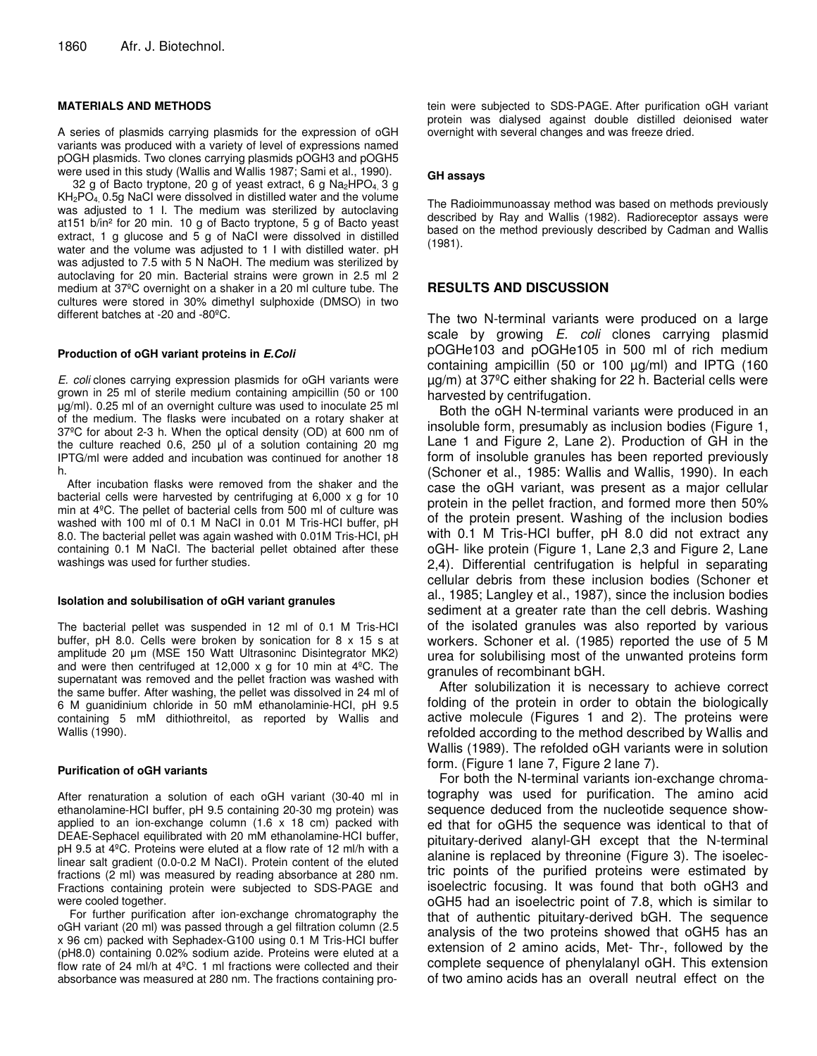## MATERIALS AND METHODS

A series of plasmids carrying plasmids for the expression of oGH variants was produced with a variety of level of expressions named pOGH plasmids. Two clones carrying plasmids pOGH3 and pOGH5 were used in this study (Wallis and Wallis 1987; Sami et al., 1990).

32 g of Bacto tryptone, 20 g of yeast extract, 6 g $Na_2HPO_4$, 3 g $KH_2PO_4$, 0.5g NaCl were dissolved in distilled water and the volume was adjusted to 1 l. The medium was sterilized by autoclaving at151 b/in² for 20 min. 10 g of Bacto tryptone, 5 g of Bacto yeast extract, 1 g glucose and 5 g of NaCl were dissolved in distilled water and the volume was adjusted to 1 l with distilled water. pH was adjusted to 7.5 with 5 N NaOH. The medium was sterilized by autoclaving for 20 min. Bacterial strains were grown in 2.5 ml 2 medium at 37ºC overnight on a shaker in a 20 ml culture tube. The cultures were stored in 30% dimethyl sulphoxide (DMSO) in two different batches at -20 and -80ºC.

### Production of oGH variant proteins in *E.Coli*

*E. coli* clones carrying expression plasmids for oGH variants were grown in 25 ml of sterile medium containing ampicillin (50 or 100 µg/ml). 0.25 ml of an overnight culture was used to inoculate 25 ml of the medium. The flasks were incubated on a rotary shaker at 37ºC for about 2-3 h. When the optical density (OD) at 600 nm of the culture reached 0.6, 250 µl of a solution containing 20 mg IPTG/ml were added and incubation was continued for another 18 h.

After incubation flasks were removed from the shaker and the bacterial cells were harvested by centrifuging at 6,000 x g for 10 min at 4ºC. The pellet of bacterial cells from 500 ml of culture was washed with 100 ml of 0.1 M NaCl in 0.01 M Tris-HCl buffer, pH 8.0. The bacterial pellet was again washed with 0.01M Tris-HCl, pH containing 0.1 M NaCl. The bacterial pellet obtained after these washings was used for further studies.

### Isolation and solubilisation of oGH variant granules

The bacterial pellet was suspended in 12 ml of 0.1 M Tris-HCl buffer, pH 8.0. Cells were broken by sonication for 8 x 15 s at amplitude 20 µm (MSE 150 Watt Ultrasoninc Disintegrator MK2) and were then centrifuged at 12,000 x g for 10 min at 4ºC. The supernatant was removed and the pellet fraction was washed with the same buffer. After washing, the pellet was dissolved in 24 ml of 6 M guanidinium chloride in 50 mM ethanolaminie-HCl, pH 9.5 containing 5 mM dithiothreitol, as reported by Wallis and Wallis (1990).

### Purification of oGH variants

After renaturation a solution of each oGH variant (30-40 ml in ethanolamine-HCl buffer, pH 9.5 containing 20-30 mg protein) was applied to an ion-exchange column (1.6 x 18 cm) packed with DEAE-Sephacel equilibrated with 20 mM ethanolamine-HCl buffer, pH 9.5 at 4ºC. Proteins were eluted at a flow rate of 12 ml/h with a linear salt gradient (0.0-0.2 M NaCl). Protein content of the eluted fractions (2 ml) was measured by reading absorbance at 280 nm. Fractions containing protein were subjected to SDS-PAGE and were cooled together.

For further purification after ion-exchange chromatography the oGH variant (20 ml) was passed through a gel filtration column (2.5 x 96 cm) packed with Sephadex-G100 using 0.1 M Tris-HCl buffer (pH8.0) containing 0.02% sodium azide. Proteins were eluted at a flow rate of 24 ml/h at 4ºC. 1 ml fractions were collected and their absorbance was measured at 280 nm. The fractions containing protein were subjected to SDS-PAGE. After purification oGH variant protein was dialysed against double distilled deionised water overnight with several changes and was freeze dried.

### GH assays

The Radioimmunoassay method was based on methods previously described by Ray and Wallis (1982). Radioreceptor assays were based on the method previously described by Cadman and Wallis (1981).

## RESULTS AND DISCUSSION

The two N-terminal variants were produced on a large scale by growing *E. coli* clones carrying plasmid pOGHe103 and pOGHe105 in 500 ml of rich medium containing ampicillin (50 or 100 µg/ml) and IPTG (160 µg/m) at 37ºC either shaking for 22 h. Bacterial cells were harvested by centrifugation.

Both the oGH N-terminal variants were produced in an insoluble form, presumably as inclusion bodies (Figure 1, Lane 1 and Figure 2, Lane 2). Production of GH in the form of insoluble granules has been reported previously (Schoner et al., 1985: Wallis and Wallis, 1990). In each case the oGH variant, was present as a major cellular protein in the pellet fraction, and formed more then 50% of the protein present. Washing of the inclusion bodies with 0.1 M Tris-HCl buffer, pH 8.0 did not extract any oGH- like protein (Figure 1, Lane 2,3 and Figure 2, Lane 2,4). Differential centrifugation is helpful in separating cellular debris from these inclusion bodies (Schoner et al., 1985; Langley et al., 1987), since the inclusion bodies sediment at a greater rate than the cell debris. Washing of the isolated granules was also reported by various workers. Schoner et al. (1985) reported the use of 5 M urea for solubilising most of the unwanted proteins form granules of recombinant bGH.

After solubilization it is necessary to achieve correct folding of the protein in order to obtain the biologically active molecule (Figures 1 and 2). The proteins were refolded according to the method described by Wallis and Wallis (1989). The refolded oGH variants were in solution form. (Figure 1 lane 7, Figure 2 lane 7).

For both the N-terminal variants ion-exchange chromatography was used for purification. The amino acid sequence deduced from the nucleotide sequence showed that for oGH5 the sequence was identical to that of pituitary-derived alanyl-GH except that the N-terminal alanine is replaced by threonine (Figure 3). The isoelectric points of the purified proteins were estimated by isoelectric focusing. It was found that both oGH3 and oGH5 had an isoelectric point of 7.8, which is similar to that of authentic pituitary-derived bGH. The sequence analysis of the two proteins showed that oGH5 has an extension of 2 amino acids, Met- Thr-, followed by the complete sequence of phenylalanyl oGH. This extension of two amino acids has an overall neutral effect on the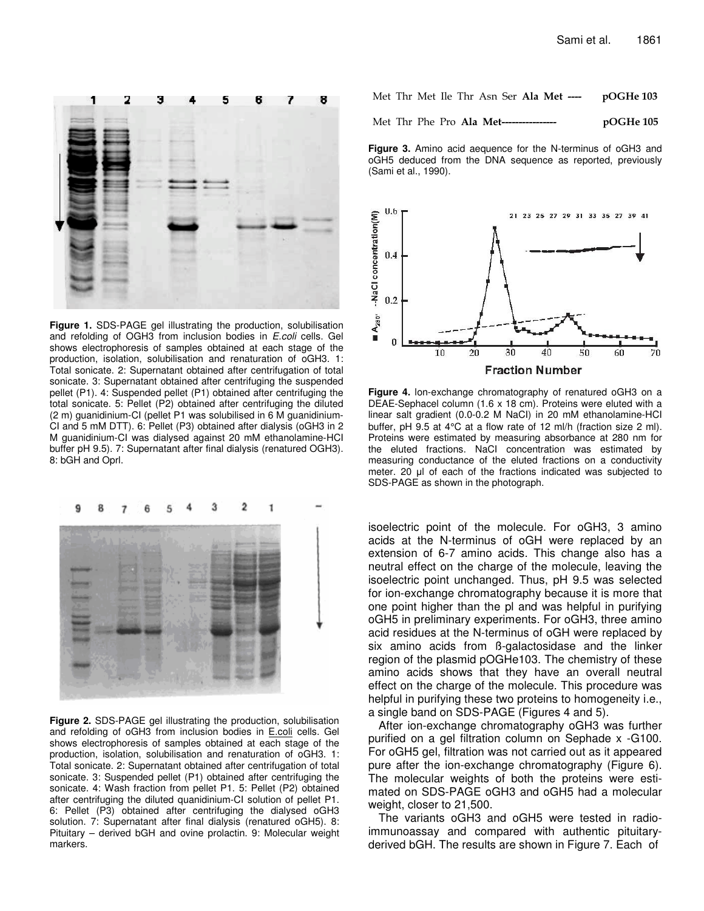**Figure 1.** SDS-PAGE gel illustrating the production, solubilisation and refolding of OGH3 from inclusion bodies in *E.coli* cells. Gel shows electrophoresis of samples obtained at each stage of the production, isolation, solubilisation and renaturation of oGH3. 1: Total sonicate. 2: Supernatant obtained after centrifugation of total sonicate. 3: Supernatant obtained after centrifuging the suspended pellet (P1). 4: Suspended pellet (P1) obtained after centrifuging the total sonicate. 5: Pellet (P2) obtained after centrifuging the diluted (2 m) guanidinium-Cl (pellet P1 was solubilised in 6 M guanidinium-Cl and 5 mM DTT). 6: Pellet (P3) obtained after dialysis (oGH3 in 2 M guanidinium-Cl was dialysed against 20 mM ethanolamine-HCl buffer pH 9.5). 7: Supernatant after final dialysis (renatured OGH3). 8: bGH and Oprl.

**Figure 2.** SDS-PAGE gel illustrating the production, solubilisation and refolding of oGH3 from inclusion bodies in E.coli cells. Gel shows electrophoresis of samples obtained at each stage of the production, isolation, solubilisation and renaturation of oGH3. 1: Total sonicate. 2: Supernatant obtained after centrifugation of total sonicate. 3: Suspended pellet (P1) obtained after centrifuging the sonicate. 4: Wash fraction from pellet P1. 5: Pellet (P2) obtained after centrifuging the diluted quanidinium-Cl solution of pellet P1. 6: Pellet (P3) obtained after centrifuging the dialysed oGH3 solution. 7: Supernatant after final dialysis (renatured oGH5). 8: Pituitary – derived bGH and ovine prolactin. 9: Molecular weight markers.

| | |
|---|---|
| Met Thr Met Ile Thr Asn Ser **Ala Met ----** | **pOGHe 103** |
| Met Thr Phe Pro **Ala Met----------------** | **pOGHe 105** |

**Figure 3.** Amino acid aequence for the N-terminus of oGH3 and oGH5 deduced from the DNA sequence as reported, previously (Sami et al., 1990).

**Figure 4.** Ion-exchange chromatography of renatured oGH3 on a DEAE-Sephacel column (1.6 x 18 cm). Proteins were eluted with a linear salt gradient (0.0-0.2 M NaCl) in 20 mM ethanolamine-HCl buffer, pH 9.5 at 4°C at a flow rate of 12 ml/h (fraction size 2 ml). Proteins were estimated by measuring absorbance at 280 nm for the eluted fractions. NaCl concentration was estimated by measuring conductance of the eluted fractions on a conductivity meter. 20 µl of each of the fractions indicated was subjected to SDS-PAGE as shown in the photograph.

isoelectric point of the molecule. For oGH3, 3 amino acids at the N-terminus of oGH were replaced by an extension of 6-7 amino acids. This change also has a neutral effect on the charge of the molecule, leaving the isoelectric point unchanged. Thus, pH 9.5 was selected for ion-exchange chromatography because it is more that one point higher than the pI and was helpful in purifying oGH5 in preliminary experiments. For oGH3, three amino acid residues at the N-terminus of oGH were replaced by six amino acids from ß-galactosidase and the linker region of the plasmid pOGHe103. The chemistry of these amino acids shows that they have an overall neutral effect on the charge of the molecule. This procedure was helpful in purifying these two proteins to homogeneity i.e., a single band on SDS-PAGE (Figures 4 and 5).

After ion-exchange chromatography oGH3 was further purified on a gel filtration column on Sephade x -G100. For oGH5 gel, filtration was not carried out as it appeared pure after the ion-exchange chromatography (Figure 6). The molecular weights of both the proteins were estimated on SDS-PAGE oGH3 and oGH5 had a molecular weight, closer to 21,500.

The variants oGH3 and oGH5 were tested in radio-immunoassay and compared with authentic pituitary-derived bGH. The results are shown in Figure 7. Each of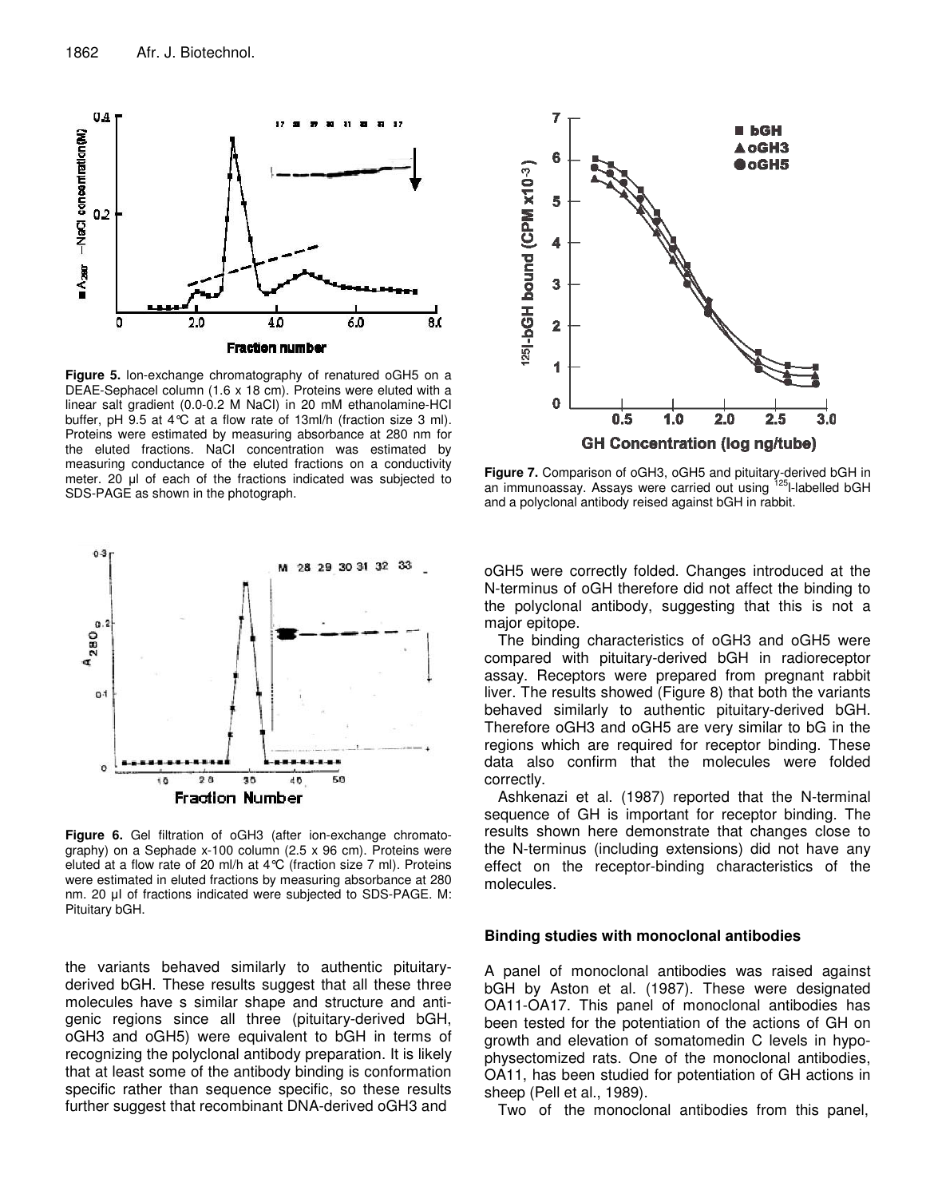**Figure 5.** Ion-exchange chromatography of renatured oGH5 on a DEAE-Sephacel column (1.6 x 18 cm). Proteins were eluted with a linear salt gradient (0.0-0.2 M NaCl) in 20 mM ethanolamine-HCl buffer, pH 9.5 at 4°C at a flow rate of 13ml/h (fraction size 3 ml). Proteins were estimated by measuring absorbance at 280 nm for the eluted fractions. NaCl concentration was estimated by measuring conductance of the eluted fractions on a conductivity meter. 20 µl of each of the fractions indicated was subjected to SDS-PAGE as shown in the photograph.

**Figure 6.** Gel filtration of oGH3 (after ion-exchange chromatography) on a Sephade x-100 column (2.5 x 96 cm). Proteins were eluted at a flow rate of 20 ml/h at 4°C (fraction size 7 ml). Proteins were estimated in eluted fractions by measuring absorbance at 280 nm. 20 µl of fractions indicated were subjected to SDS-PAGE. M: Pituitary bGH.

the variants behaved similarly to authentic pituitary-derived bGH. These results suggest that all these three molecules have s similar shape and structure and antigenic regions since all three (pituitary-derived bGH, oGH3 and oGH5) were equivalent to bGH in terms of recognizing the polyclonal antibody preparation. It is likely that at least some of the antibody binding is conformation specific rather than sequence specific, so these results further suggest that recombinant DNA-derived oGH3 and oGH5 were correctly folded. Changes introduced at the N-terminus of oGH therefore did not affect the binding to the polyclonal antibody, suggesting that this is not a major epitope.

**Figure 7.** Comparison of oGH3, oGH5 and pituitary-derived bGH in an immunoassay. Assays were carried out using $^{125}$I-labelled bGH and a polyclonal antibody reised against bGH in rabbit.

The binding characteristics of oGH3 and oGH5 were compared with pituitary-derived bGH in radioreceptor assay. Receptors were prepared from pregnant rabbit liver. The results showed (Figure 8) that both the variants behaved similarly to authentic pituitary-derived bGH. Therefore oGH3 and oGH5 are very similar to bG in the regions which are required for receptor binding. These data also confirm that the molecules were folded correctly.

Ashkenazi et al. (1987) reported that the N-terminal sequence of GH is important for receptor binding. The results shown here demonstrate that changes close to the N-terminus (including extensions) did not have any effect on the receptor-binding characteristics of the molecules.

### Binding studies with monoclonal antibodies

A panel of monoclonal antibodies was raised against bGH by Aston et al. (1987). These were designated OA11-OA17. This panel of monoclonal antibodies has been tested for the potentiation of the actions of GH on growth and elevation of somatomedin C levels in hypophysectomized rats. One of the monoclonal antibodies, OA11, has been studied for potentiation of GH actions in sheep (Pell et al., 1989).

Two of the monoclonal antibodies from this panel,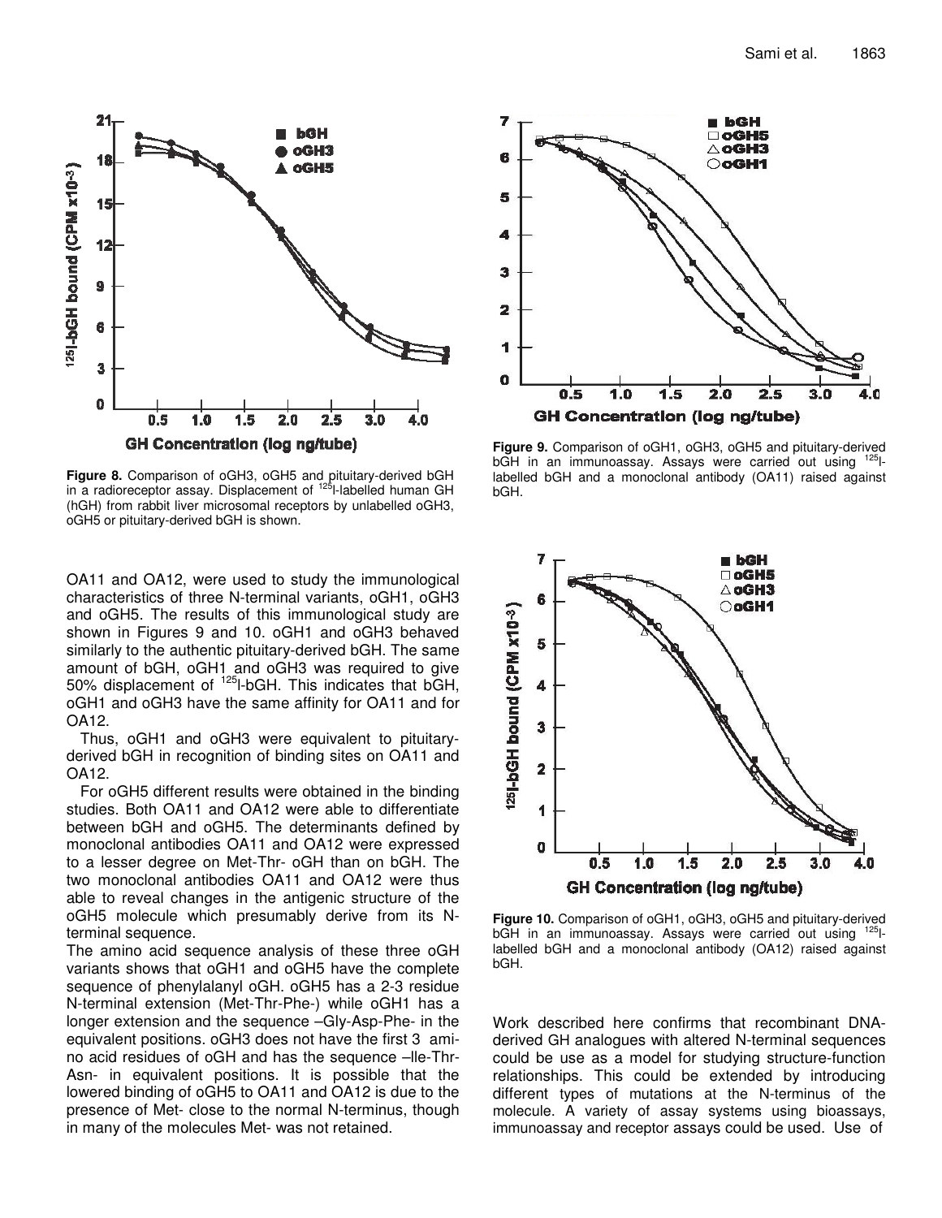Figure 8. Comparison of oGH3, oGH5 and pituitary-derived bGH in a radioreceptor assay. Displacement of $^{125}$I-labelled human GH (hGH) from rabbit liver microsomal receptors by unlabelled oGH3, oGH5 or pituitary-derived bGH is shown.

Figure 9. Comparison of oGH1, oGH3, oGH5 and pituitary-derived bGH in an immunoassay. Assays were carried out using $^{125}$I-labelled bGH and a monoclonal antibody (OA11) raised against bGH.

OA11 and OA12, were used to study the immunological characteristics of three N-terminal variants, oGH1, oGH3 and oGH5. The results of this immunological study are shown in Figures 9 and 10. oGH1 and oGH3 behaved similarly to the authentic pituitary-derived bGH. The same amount of bGH, oGH1 and oGH3 was required to give 50% displacement of $^{125}$I-bGH. This indicates that bGH, oGH1 and oGH3 have the same affinity for OA11 and for OA12.

Thus, oGH1 and oGH3 were equivalent to pituitary-derived bGH in recognition of binding sites on OA11 and OA12.

For oGH5 different results were obtained in the binding studies. Both OA11 and OA12 were able to differentiate between bGH and oGH5. The determinants defined by monoclonal antibodies OA11 and OA12 were expressed to a lesser degree on Met-Thr- oGH than on bGH. The two monoclonal antibodies OA11 and OA12 were thus able to reveal changes in the antigenic structure of the oGH5 molecule which presumably derive from its N-terminal sequence.

The amino acid sequence analysis of these three oGH variants shows that oGH1 and oGH5 have the complete sequence of phenylalanyl oGH. oGH5 has a 2-3 residue N-terminal extension (Met-Thr-Phe-) while oGH1 has a longer extension and the sequence –Gly-Asp-Phe- in the equivalent positions. oGH3 does not have the first 3 amino acid residues of oGH and has the sequence –Ile-Thr-Asn- in equivalent positions. It is possible that the lowered binding of oGH5 to OA11 and OA12 is due to the presence of Met- close to the normal N-terminus, though in many of the molecules Met- was not retained.

Figure 10. Comparison of oGH1, oGH3, oGH5 and pituitary-derived bGH in an immunoassay. Assays were carried out using $^{125}$I-labelled bGH and a monoclonal antibody (OA12) raised against bGH.

Work described here confirms that recombinant DNA-derived GH analogues with altered N-terminal sequences could be use as a model for studying structure-function relationships. This could be extended by introducing different types of mutations at the N-terminus of the molecule. A variety of assay systems using bioassays, immunoassay and receptor assays could be used. Use of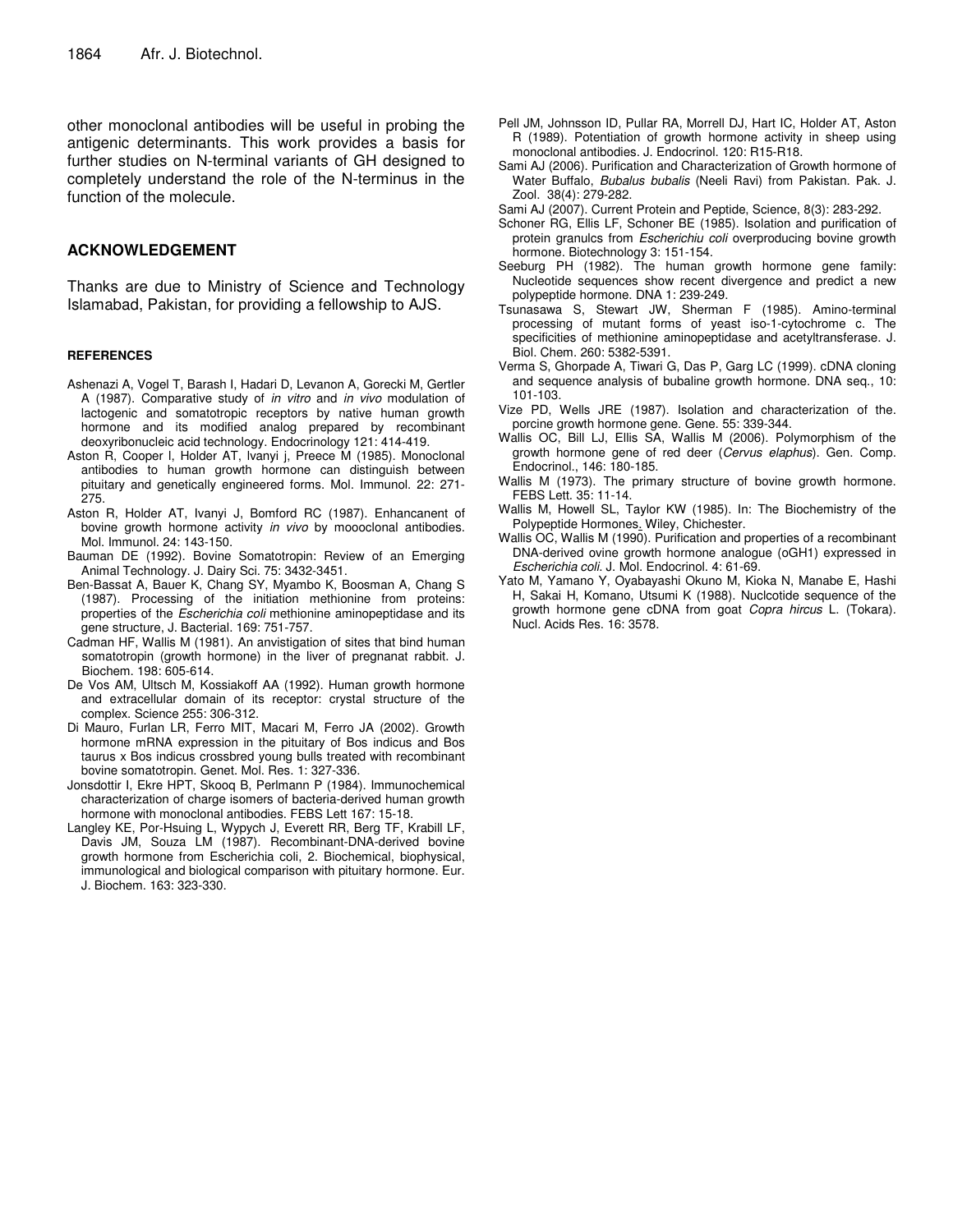other monoclonal antibodies will be useful in probing the antigenic determinants. This work provides a basis for further studies on N-terminal variants of GH designed to completely understand the role of the N-terminus in the function of the molecule.

## ACKNOWLEDGEMENT

Thanks are due to Ministry of Science and Technology Islamabad, Pakistan, for providing a fellowship to AJS.

## REFERENCES

Ashenazi A, Vogel T, Barash I, Hadari D, Levanon A, Gorecki M, Gertler A (1987). Comparative study of *in vitro* and *in vivo* modulation of lactogenic and somatotropic receptors by native human growth hormone and its modified analog prepared by recombinant deoxyribonucleic acid technology. Endocrinology 121: 414-419.

Aston R, Cooper I, Holder AT, Ivanyi j, Preece M (1985). Monoclonal antibodies to human growth hormone can distinguish between pituitary and genetically engineered forms. Mol. Immunol. 22: 271-275.

Aston R, Holder AT, Ivanyi J, Bomford RC (1987). Enhancanent of bovine growth hormone activity *in vivo* by moooclonal antibodies. Mol. Immunol. 24: 143-150.

Bauman DE (1992). Bovine Somatotropin: Review of an Emerging Animal Technology. J. Dairy Sci. 75: 3432-3451.

Ben-Bassat A, Bauer K, Chang SY, Myambo K, Boosman A, Chang S (1987). Processing of the initiation methionine from proteins: properties of the *Escherichia coli* methionine aminopeptidase and its gene structure, J. Bacterial. 169: 751-757.

Cadman HF, Wallis M (1981). An anvistigation of sites that bind human somatotropin (growth hormone) in the liver of pregnanat rabbit. J. Biochem. 198: 605-614.

De Vos AM, Ultsch M, Kossiakoff AA (1992). Human growth hormone and extracellular domain of its receptor: crystal structure of the complex. Science 255: 306-312.

Di Mauro, Furlan LR, Ferro MIT, Macari M, Ferro JA (2002). Growth hormone mRNA expression in the pituitary of Bos indicus and Bos taurus x Bos indicus crossbred young bulls treated with recombinant bovine somatotropin. Genet. Mol. Res. 1: 327-336.

Jonsdottir I, Ekre HPT, Skooq B, Perlmann P (1984). Immunochemical characterization of charge isomers of bacteria-derived human growth hormone with monoclonal antibodies. FEBS Lett 167: 15-18.

Langley KE, Por-Hsuing L, Wypych J, Everett RR, Berg TF, Krabill LF, Davis JM, Souza LM (1987). Recombinant-DNA-derived bovine growth hormone from Escherichia coli, 2. Biochemical, biophysical, immunological and biological comparison with pituitary hormone. Eur. J. Biochem. 163: 323-330.

Pell JM, Johnsson ID, Pullar RA, Morrell DJ, Hart IC, Holder AT, Aston R (1989). Potentiation of growth hormone activity in sheep using monoclonal antibodies. J. Endocrinol. 120: R15-R18.

Sami AJ (2006). Purification and Characterization of Growth hormone of Water Buffalo, *Bubalus bubalis* (Neeli Ravi) from Pakistan. Pak. J. Zool. 38(4): 279-282.

Sami AJ (2007). Current Protein and Peptide, Science, 8(3): 283-292.

Schoner RG, Ellis LF, Schoner BE (1985). Isolation and purification of protein granulcs from *Escherichiu coli* overproducing bovine growth hormone. Biotechnology 3: 151-154.

Seeburg PH (1982). The human growth hormone gene family: Nucleotide sequences show recent divergence and predict a new polypeptide hormone. DNA 1: 239-249.

Tsunasawa S, Stewart JW, Sherman F (1985). Amino-terminal processing of mutant forms of yeast iso-1-cytochrome c. The specificities of methionine aminopeptidase and acetyltransferase. J. Biol. Chem. 260: 5382-5391.

Verma S, Ghorpade A, Tiwari G, Das P, Garg LC (1999). cDNA cloning and sequence analysis of bubaline growth hormone. DNA seq., 10: 101-103.

Vize PD, Wells JRE (1987). Isolation and characterization of the. porcine growth hormone gene. Gene. 55: 339-344.

Wallis OC, Bill LJ, Ellis SA, Wallis M (2006). Polymorphism of the growth hormone gene of red deer (*Cervus elaphus*). Gen. Comp. Endocrinol., 146: 180-185.

Wallis M (1973). The primary structure of bovine growth hormone. FEBS Lett. 35: 11-14.

Wallis M, Howell SL, Taylor KW (1985). In: The Biochemistry of the Polypeptide Hormones. Wiley, Chichester.

Wallis OC, Wallis M (1990). Purification and properties of a recombinant DNA-derived ovine growth hormone analogue (oGH1) expressed in *Escherichia coli*. J. Mol. Endocrinol. 4: 61-69.

Yato M, Yamano Y, Oyabayashi Okuno M, Kioka N, Manabe E, Hashi H, Sakai H, Komano, Utsumi K (1988). Nuclcotide sequence of the growth hormone gene cDNA from goat *Copra hircus* L. (Tokara). Nucl. Acids Res. 16: 3578.